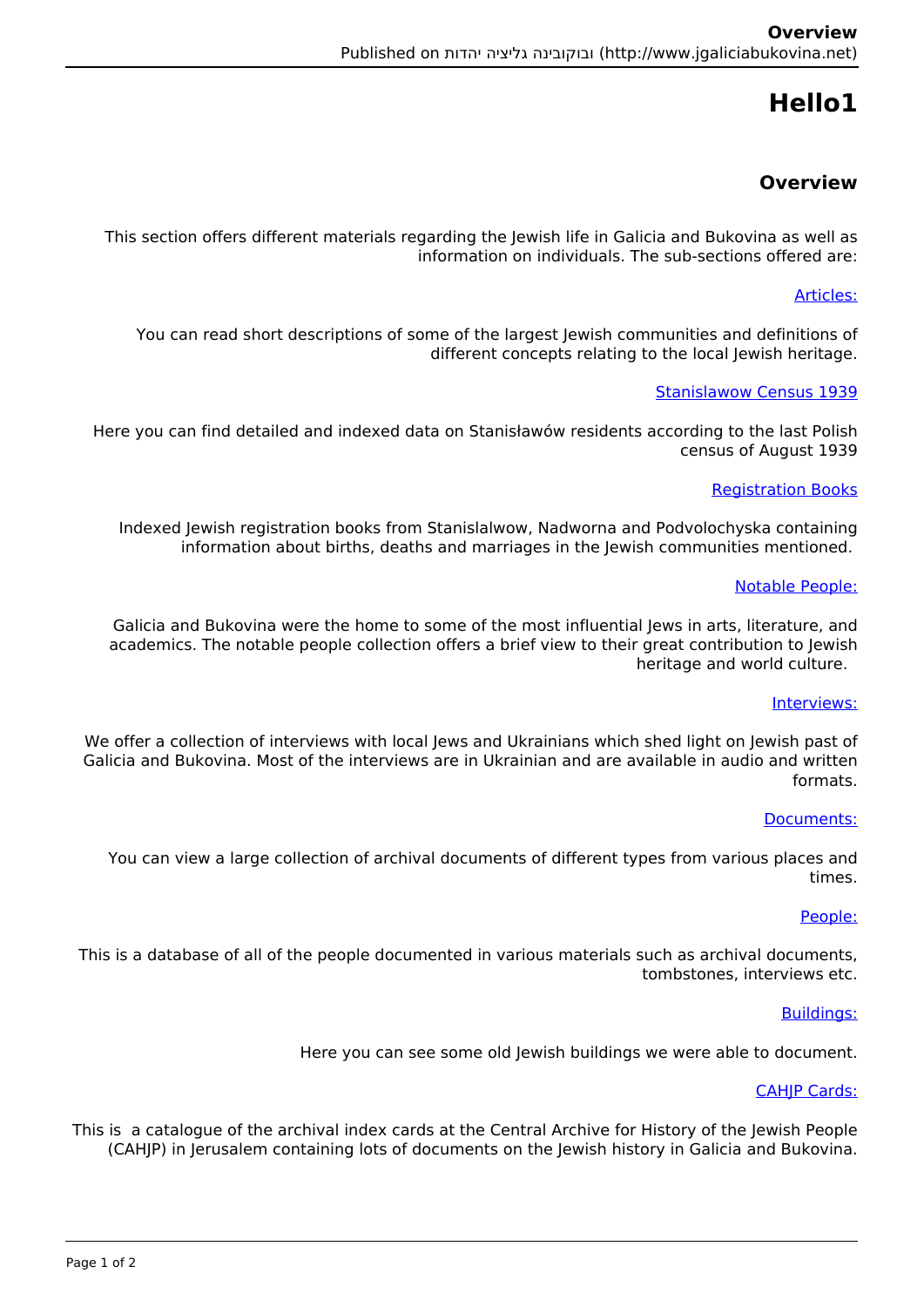# Hello1

## Overview

This section offers different materials regarding the Jewish life in Galicia and Bukovina as well as information on individuals. The sub-sections offered are:

Articles:

You can read short descriptions of some of the largest Jewish communities and definitions of different concepts relating to the local Jewish heritage.

Stanislawow Census 1939

Here you can find detailed and indexed data on Stanisławów residents according to the last Polish census of August 1939

Registration Books

Indexed Jewish registration books from Stanislalwow, Nadworna and Podvolochyska containing information about births, deaths and marriages in the Jewish communities mentioned.

Notable People:

Galicia and Bukovina were the home to some of the most influential Jews in arts, literature, and academics. The notable people collection offers a brief view to their great contribution to Jewish heritage and world culture.

Interviews:

We offer a collection of interviews with local Jews and Ukrainians which shed light on Jewish past of Galicia and Bukovina. Most of the interviews are in Ukrainian and are available in audio and written formats.

Documents:

You can view a large collection of archival documents of different types from various places and times.

People:

This is a database of all of the people documented in various materials such as archival documents, tombstones, interviews etc.

Buildings:

Here you can see some old Jewish buildings we were able to document.

CAHJP Cards:

This is a catalogue of the archival index cards at the Central Archive for History of the Jewish People (CAHJP) in Jerusalem containing lots of documents on the Jewish history in Galicia and Bukovina.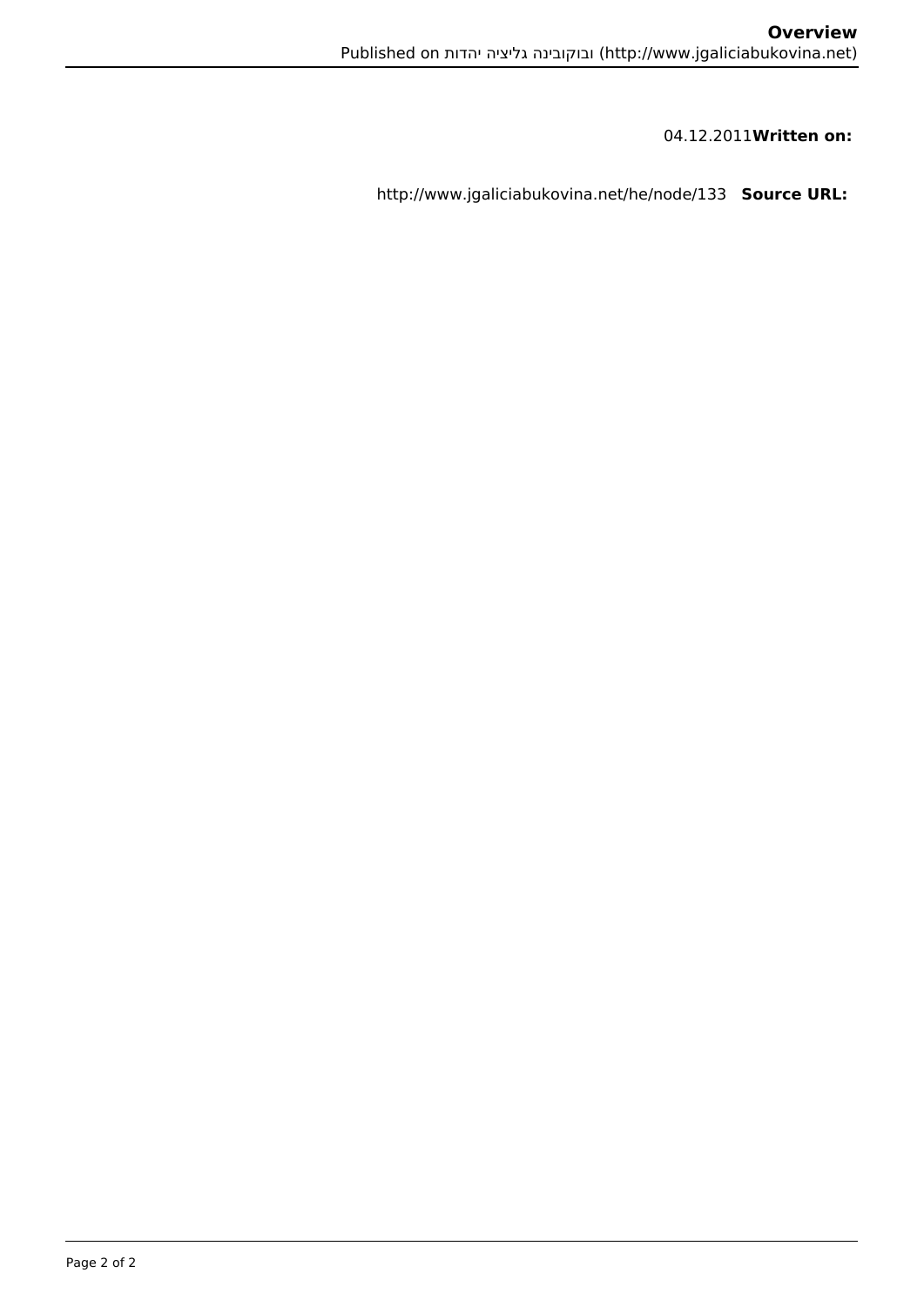**Written on:** 04.12.2011

**Source URL:** http://www.jgaliciabukovina.net/he/node/133